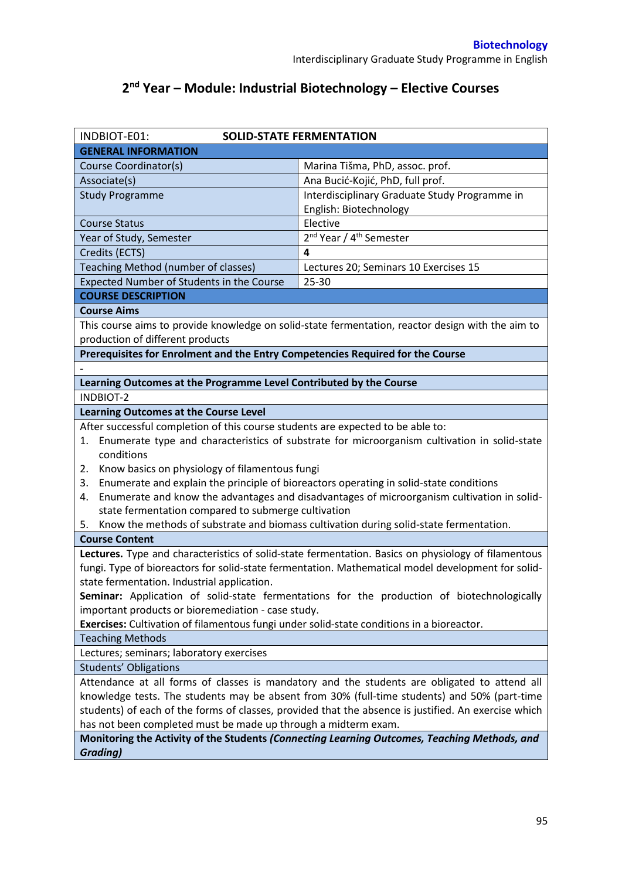## 2nd Year – Module: Industrial Biotechnology – Elective Courses

| INDBIOT-E01: | SOLID-STATE FERMENTATION |
|---|---|
| **GENERAL INFORMATION** | |
| Course Coordinator(s) | Marina Tišma, PhD, assoc. prof. |
| Associate(s) | Ana Bucić-Kojić, PhD, full prof. |
| Study Programme | Interdisciplinary Graduate Study Programme in English: Biotechnology |
| Course Status | Elective |
| Year of Study, Semester | 2nd Year / 4th Semester |
| Credits (ECTS) | **4** |
| Teaching Method (number of classes) | Lectures 20; Seminars 10 Exercises 15 |
| Expected Number of Students in the Course | 25-30 |
| **COURSE DESCRIPTION** | |

**Course Aims**

This course aims to provide knowledge on solid-state fermentation, reactor design with the aim to production of different products

**Prerequisites for Enrolment and the Entry Competencies Required for the Course**

-

**Learning Outcomes at the Programme Level Contributed by the Course**

INDBIOT-2

**Learning Outcomes at the Course Level**

After successful completion of this course students are expected to be able to:

1. Enumerate type and characteristics of substrate for microorganism cultivation in solid-state conditions
2. Know basics on physiology of filamentous fungi
3. Enumerate and explain the principle of bioreactors operating in solid-state conditions
4. Enumerate and know the advantages and disadvantages of microorganism cultivation in solid-state fermentation compared to submerge cultivation
5. Know the methods of substrate and biomass cultivation during solid-state fermentation.

**Course Content**

**Lectures.** Type and characteristics of solid-state fermentation. Basics on physiology of filamentous fungi. Type of bioreactors for solid-state fermentation. Mathematical model development for solid-state fermentation. Industrial application.

**Seminar:** Application of solid-state fermentations for the production of biotechnologically important products or bioremediation - case study.

**Exercises:** Cultivation of filamentous fungi under solid-state conditions in a bioreactor.

Teaching Methods

Lectures; seminars; laboratory exercises

Students' Obligations

Attendance at all forms of classes is mandatory and the students are obligated to attend all knowledge tests. The students may be absent from 30% (full-time students) and 50% (part-time students) of each of the forms of classes, provided that the absence is justified. An exercise which has not been completed must be made up through a midterm exam.

**Monitoring the Activity of the Students *(Connecting Learning Outcomes, Teaching Methods, and Grading)***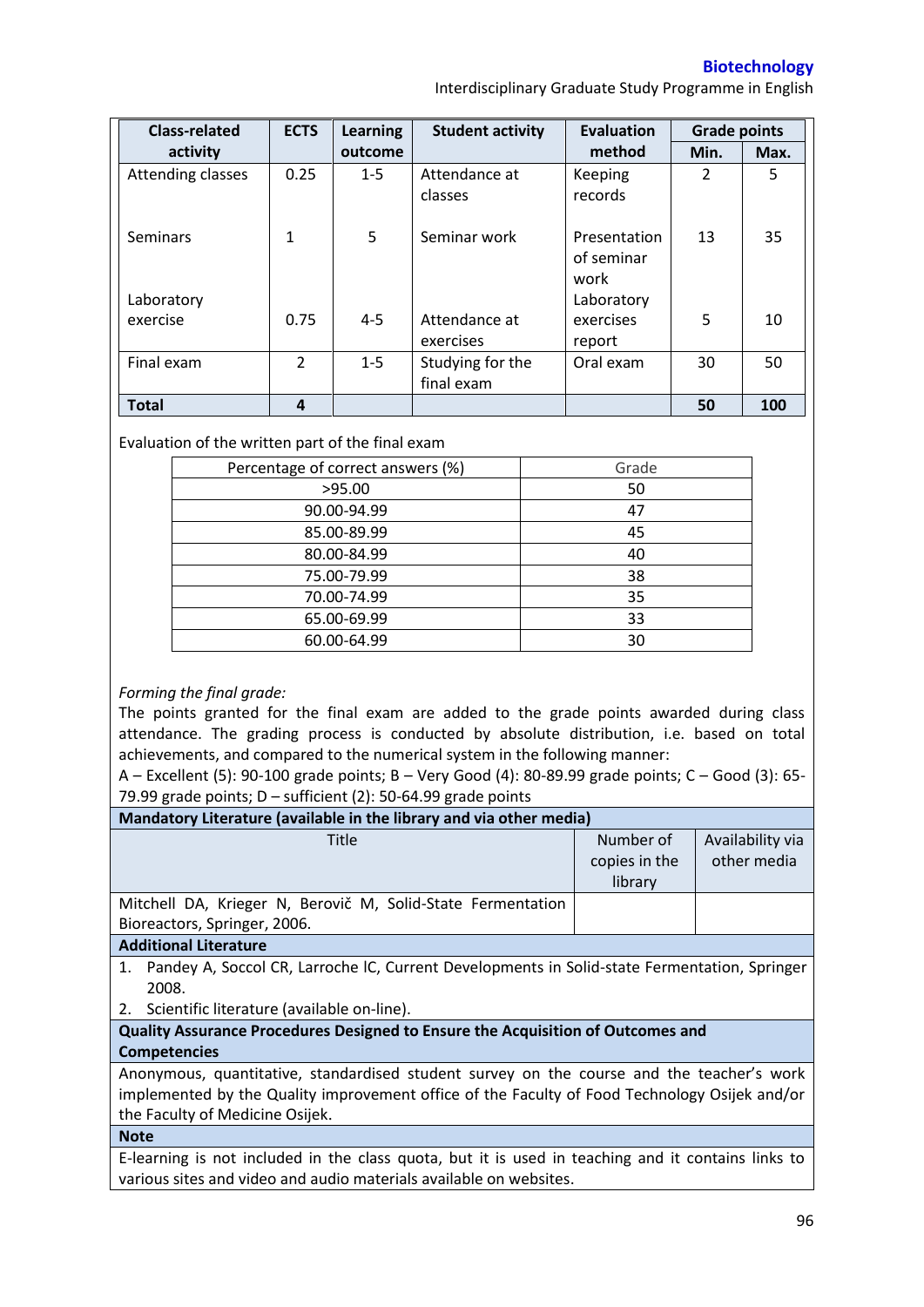| Class-related activity | ECTS | Learning outcome | Student activity | Evaluation method | Grade points | |
|---|---|---|---|---|---|---|
| | | | | | Min. | Max. |
| Attending classes | 0.25 | 1-5 | Attendance at classes | Keeping records | 2 | 5 |
| Seminars | 1 | 5 | Seminar work | Presentation of seminar work | 13 | 35 |
| Laboratory exercise | 0.75 | 4-5 | Attendance at exercises | Laboratory exercises report | 5 | 10 |
| Final exam | 2 | 1-5 | Studying for the final exam | Oral exam | 30 | 50 |
| **Total** | **4** | | | | **50** | **100** |

Evaluation of the written part of the final exam

| Percentage of correct answers (%) | Grade |
|---|---|
| >95.00 | 50 |
| 90.00-94.99 | 47 |
| 85.00-89.99 | 45 |
| 80.00-84.99 | 40 |
| 75.00-79.99 | 38 |
| 70.00-74.99 | 35 |
| 65.00-69.99 | 33 |
| 60.00-64.99 | 30 |

*Forming the final grade:*

The points granted for the final exam are added to the grade points awarded during class attendance. The grading process is conducted by absolute distribution, i.e. based on total achievements, and compared to the numerical system in the following manner:

A – Excellent (5): 90-100 grade points; B – Very Good (4): 80-89.99 grade points; C – Good (3): 65-79.99 grade points; D – sufficient (2): 50-64.99 grade points

**Mandatory Literature (available in the library and via other media)**

| Title | Number of copies in the library | Availability via other media |
|---|---|---|
| Mitchell DA, Krieger N, Berovič M, Solid-State Fermentation Bioreactors, Springer, 2006. | | |

**Additional Literature**

1. Pandey A, Soccol CR, Larroche lC, Current Developments in Solid-state Fermentation, Springer 2008.
2. Scientific literature (available on-line).

**Quality Assurance Procedures Designed to Ensure the Acquisition of Outcomes and Competencies**

Anonymous, quantitative, standardised student survey on the course and the teacher's work implemented by the Quality improvement office of the Faculty of Food Technology Osijek and/or the Faculty of Medicine Osijek.

**Note**

E-learning is not included in the class quota, but it is used in teaching and it contains links to various sites and video and audio materials available on websites.